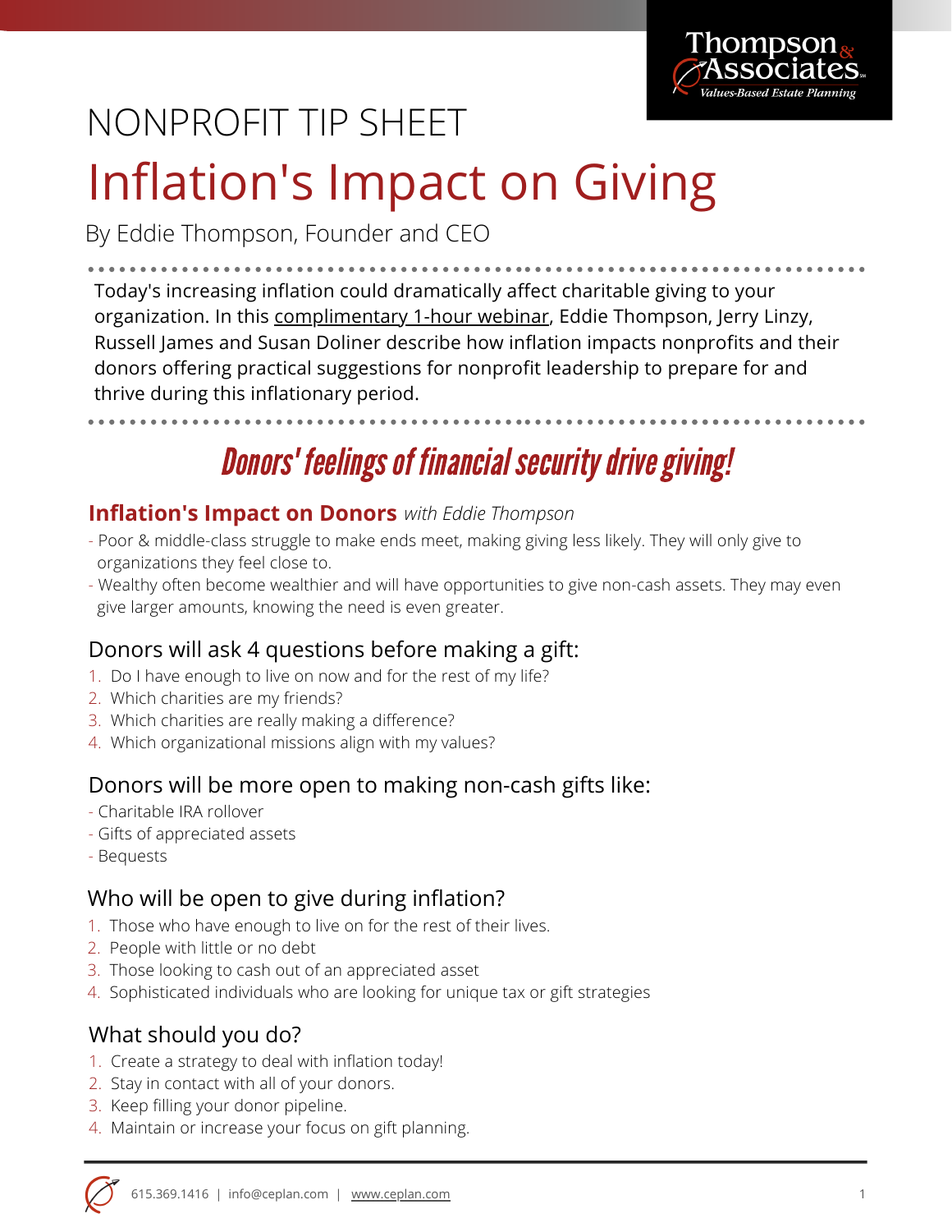NONPROFIT TIP SHEET

# Inflation's Impact on Giving

By Eddie Thompson, Founder and CEO

Today's increasing inflation could dramatically affect charitable giving to your organization. In this complimentary 1-hour webinar, Eddie Thompson, Jerry Linzy, Russell James and Susan Doliner describe how inflation impacts nonprofits and their donors offering practical suggestions for nonprofit leadership to prepare for and thrive during this inflationary period.

## *Donors' feelings of financial security drive giving!*

### **Inflation's Impact on Donors** *with Eddie Thompson*

- Poor & middle-class struggle to make ends meet, making giving less likely. They will only give to organizations they feel close to.
- Wealthy often become wealthier and will have opportunities to give non-cash assets. They may even give larger amounts, knowing the need is even greater.

### Donors will ask 4 questions before making a gift:

1. Do I have enough to live on now and for the rest of my life?
2. Which charities are my friends?
3. Which charities are really making a difference?
4. Which organizational missions align with my values?

### Donors will be more open to making non-cash gifts like:

- Charitable IRA rollover
- Gifts of appreciated assets
- Bequests

### Who will be open to give during inflation?

1. Those who have enough to live on for the rest of their lives.
2. People with little or no debt
3. Those looking to cash out of an appreciated asset
4. Sophisticated individuals who are looking for unique tax or gift strategies

### What should you do?

1. Create a strategy to deal with inflation today!
2. Stay in contact with all of your donors.
3. Keep filling your donor pipeline.
4. Maintain or increase your focus on gift planning.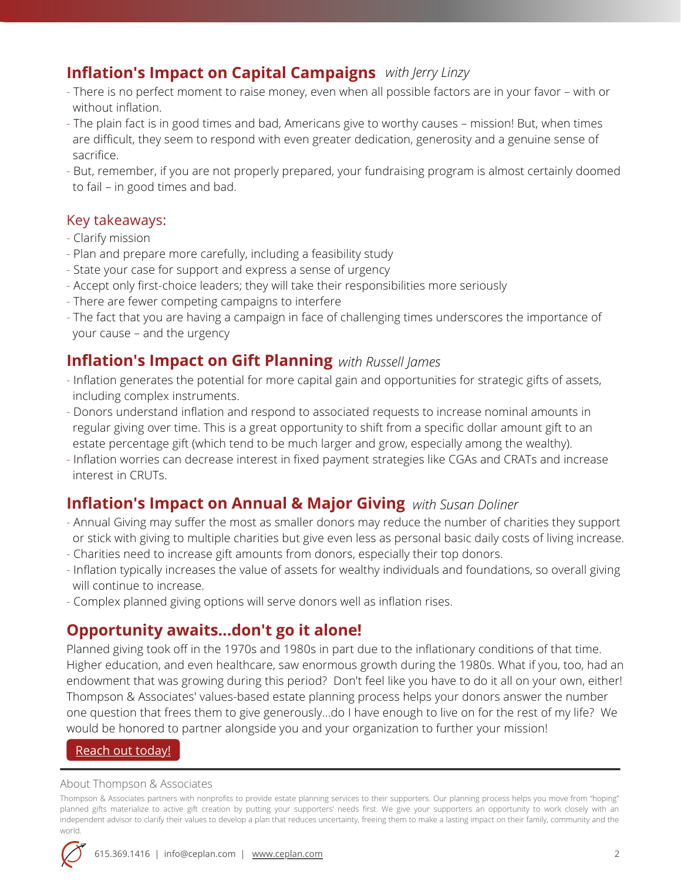## Inflation's Impact on Capital Campaigns *with Jerry Linzy*

- There is no perfect moment to raise money, even when all possible factors are in your favor – with or without inflation.
- The plain fact is in good times and bad, Americans give to worthy causes – mission! But, when times are difficult, they seem to respond with even greater dedication, generosity and a genuine sense of sacrifice.
- But, remember, if you are not properly prepared, your fundraising program is almost certainly doomed to fail – in good times and bad.

### Key takeaways:

- Clarify mission
- Plan and prepare more carefully, including a feasibility study
- State your case for support and express a sense of urgency
- Accept only first-choice leaders; they will take their responsibilities more seriously
- There are fewer competing campaigns to interfere
- The fact that you are having a campaign in face of challenging times underscores the importance of your cause – and the urgency

## Inflation's Impact on Gift Planning *with Russell James*

- Inflation generates the potential for more capital gain and opportunities for strategic gifts of assets, including complex instruments.
- Donors understand inflation and respond to associated requests to increase nominal amounts in regular giving over time. This is a great opportunity to shift from a specific dollar amount gift to an estate percentage gift (which tend to be much larger and grow, especially among the wealthy).
- Inflation worries can decrease interest in fixed payment strategies like CGAs and CRATs and increase interest in CRUTs.

## Inflation's Impact on Annual & Major Giving *with Susan Doliner*

- Annual Giving may suffer the most as smaller donors may reduce the number of charities they support or stick with giving to multiple charities but give even less as personal basic daily costs of living increase.
- Charities need to increase gift amounts from donors, especially their top donors.
- Inflation typically increases the value of assets for wealthy individuals and foundations, so overall giving will continue to increase.
- Complex planned giving options will serve donors well as inflation rises.

## Opportunity awaits...don't go it alone!

Planned giving took off in the 1970s and 1980s in part due to the inflationary conditions of that time. Higher education, and even healthcare, saw enormous growth during the 1980s. What if you, too, had an endowment that was growing during this period? Don't feel like you have to do it all on your own, either! Thompson & Associates' values-based estate planning process helps your donors answer the number one question that frees them to give generously...do I have enough to live on for the rest of my life? We would be honored to partner alongside you and your organization to further your mission!

Reach out today!

---

About Thompson & Associates

Thompson & Associates partners with nonprofits to provide estate planning services to their supporters. Our planning process helps you move from "hoping" planned gifts materialize to active gift creation by putting your supporters' needs first. We give your supporters an opportunity to work closely with an independent advisor to clarify their values to develop a plan that reduces uncertainty, freeing them to make a lasting impact on their family, community and the world.

615.369.1416 | info@ceplan.com | www.ceplan.com